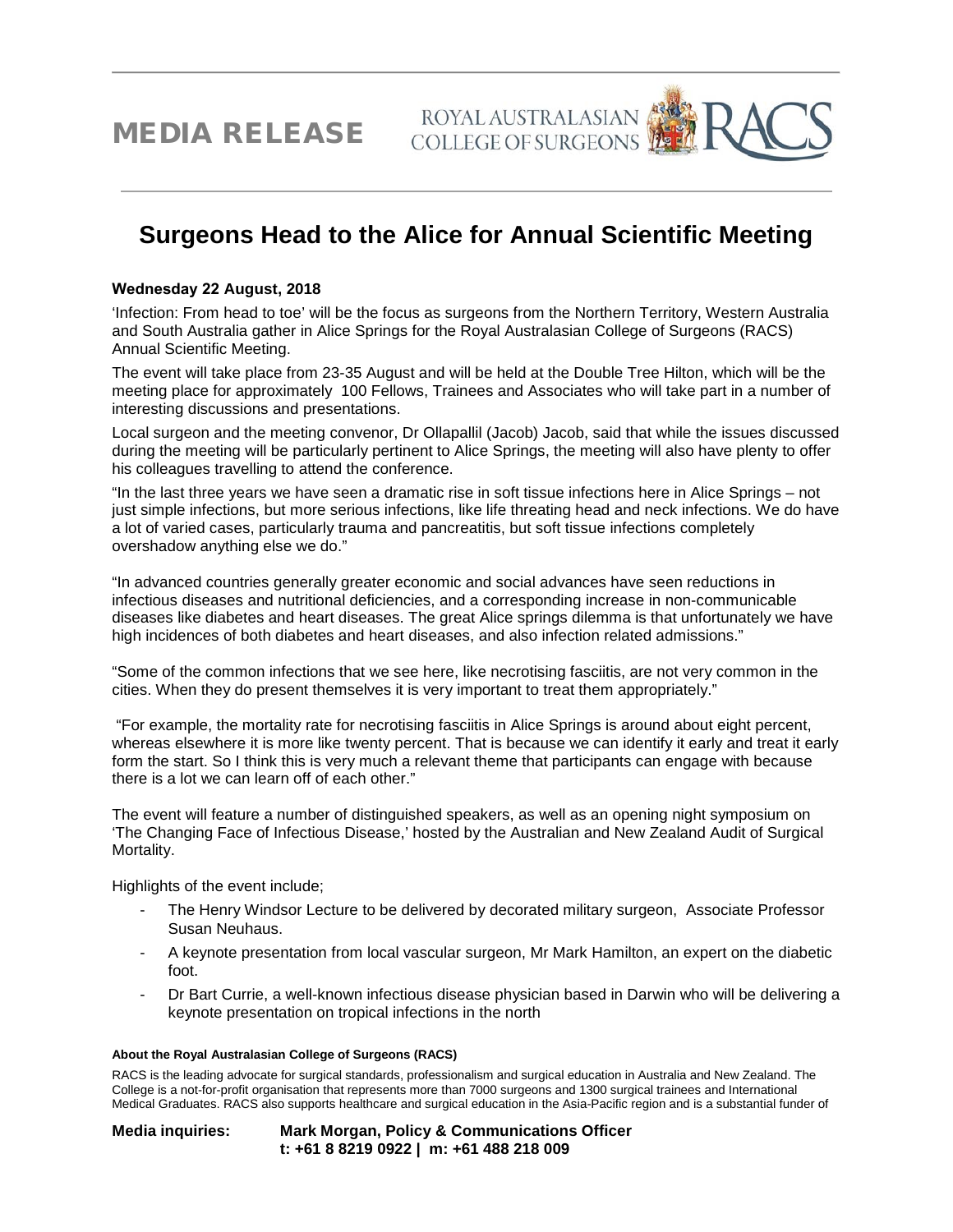MEDIA RELEASE

ROYAL AUSTRALASIAN COLLEGE OF SURGEONS RACS

# Surgeons Head to the Alice for Annual Scientific Meeting

**Wednesday 22 August, 2018**

'Infection: From head to toe' will be the focus as surgeons from the Northern Territory, Western Australia and South Australia gather in Alice Springs for the Royal Australasian College of Surgeons (RACS) Annual Scientific Meeting.

The event will take place from 23-35 August and will be held at the Double Tree Hilton, which will be the meeting place for approximately 100 Fellows, Trainees and Associates who will take part in a number of interesting discussions and presentations.

Local surgeon and the meeting convenor, Dr Ollapallil (Jacob) Jacob, said that while the issues discussed during the meeting will be particularly pertinent to Alice Springs, the meeting will also have plenty to offer his colleagues travelling to attend the conference.

"In the last three years we have seen a dramatic rise in soft tissue infections here in Alice Springs – not just simple infections, but more serious infections, like life threating head and neck infections. We do have a lot of varied cases, particularly trauma and pancreatitis, but soft tissue infections completely overshadow anything else we do."

"In advanced countries generally greater economic and social advances have seen reductions in infectious diseases and nutritional deficiencies, and a corresponding increase in non-communicable diseases like diabetes and heart diseases. The great Alice springs dilemma is that unfortunately we have high incidences of both diabetes and heart diseases, and also infection related admissions."

"Some of the common infections that we see here, like necrotising fasciitis, are not very common in the cities. When they do present themselves it is very important to treat them appropriately."

"For example, the mortality rate for necrotising fasciitis in Alice Springs is around about eight percent, whereas elsewhere it is more like twenty percent. That is because we can identify it early and treat it early form the start. So I think this is very much a relevant theme that participants can engage with because there is a lot we can learn off of each other."

The event will feature a number of distinguished speakers, as well as an opening night symposium on 'The Changing Face of Infectious Disease,' hosted by the Australian and New Zealand Audit of Surgical Mortality.

Highlights of the event include;

- The Henry Windsor Lecture to be delivered by decorated military surgeon, Associate Professor Susan Neuhaus.
- A keynote presentation from local vascular surgeon, Mr Mark Hamilton, an expert on the diabetic foot.
- Dr Bart Currie, a well-known infectious disease physician based in Darwin who will be delivering a keynote presentation on tropical infections in the north

**About the Royal Australasian College of Surgeons (RACS)**

RACS is the leading advocate for surgical standards, professionalism and surgical education in Australia and New Zealand. The College is a not-for-profit organisation that represents more than 7000 surgeons and 1300 surgical trainees and International Medical Graduates. RACS also supports healthcare and surgical education in the Asia-Pacific region and is a substantial funder of

**Media inquiries:** **Mark Morgan, Policy & Communications Officer**
**t: +61 8 8219 0922 | m: +61 488 218 009**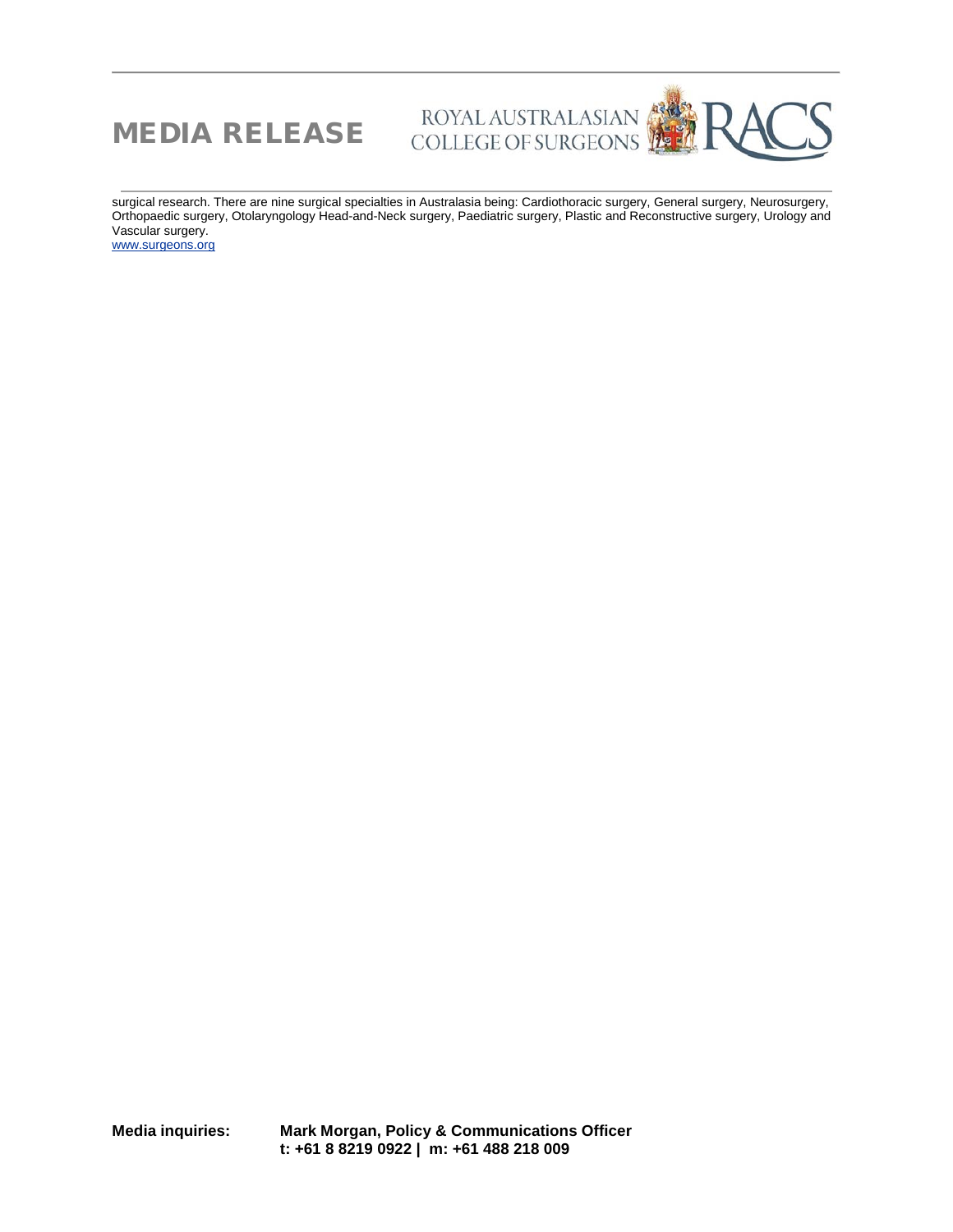surgical research. There are nine surgical specialties in Australasia being: Cardiothoracic surgery, General surgery, Neurosurgery, Orthopaedic surgery, Otolaryngology Head-and-Neck surgery, Paediatric surgery, Plastic and Reconstructive surgery, Urology and Vascular surgery.
[www.surgeons.org](http://www.surgeons.org)

**Media inquiries:** **Mark Morgan, Policy & Communications Officer**
**t: +61 8 8219 0922 | m: +61 488 218 009**